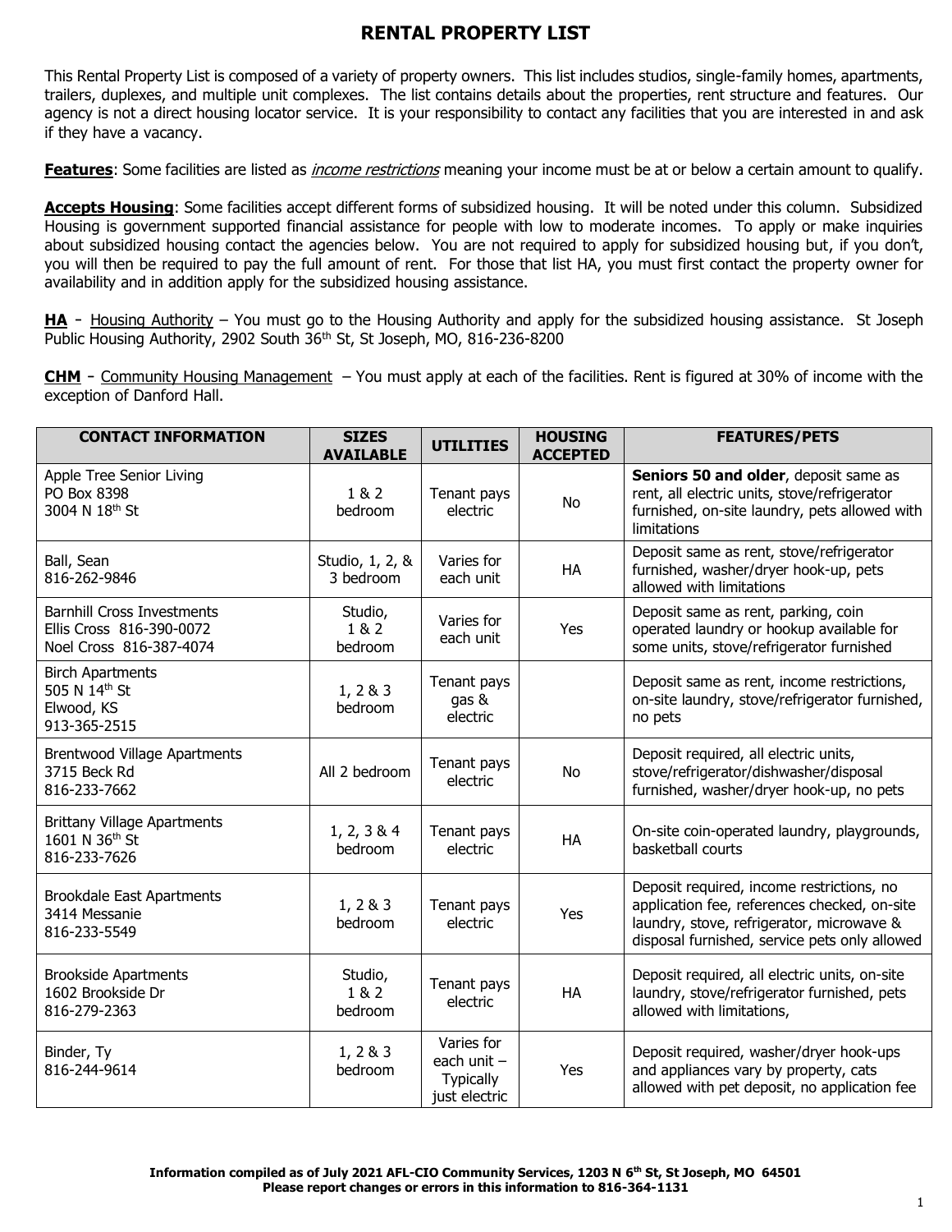# RENTAL PROPERTY LIST

This Rental Property List is composed of a variety of property owners. This list includes studios, single-family homes, apartments, trailers, duplexes, and multiple unit complexes. The list contains details about the properties, rent structure and features. Our agency is not a direct housing locator service. It is your responsibility to contact any facilities that you are interested in and ask if they have a vacancy.

**Features**: Some facilities are listed as *income restrictions* meaning your income must be at or below a certain amount to qualify.

**Accepts Housing**: Some facilities accept different forms of subsidized housing. It will be noted under this column. Subsidized Housing is government supported financial assistance for people with low to moderate incomes. To apply or make inquiries about subsidized housing contact the agencies below. You are not required to apply for subsidized housing but, if you don't, you will then be required to pay the full amount of rent. For those that list HA, you must first contact the property owner for availability and in addition apply for the subsidized housing assistance.

**HA** - Housing Authority – You must go to the Housing Authority and apply for the subsidized housing assistance. St Joseph Public Housing Authority, 2902 South 36th St, St Joseph, MO, 816-236-8200

**CHM** - Community Housing Management – You must apply at each of the facilities. Rent is figured at 30% of income with the exception of Danford Hall.

| CONTACT INFORMATION | SIZES AVAILABLE | UTILITIES | HOUSING ACCEPTED | FEATURES/PETS |
|---|---|---|---|---|
| Apple Tree Senior Living<br>PO Box 8398<br>3004 N 18th St | 1 & 2 bedroom | Tenant pays electric | No | **Seniors 50 and older**, deposit same as rent, all electric units, stove/refrigerator furnished, on-site laundry, pets allowed with limitations |
| Ball, Sean<br>816-262-9846 | Studio, 1, 2, & 3 bedroom | Varies for each unit | HA | Deposit same as rent, stove/refrigerator furnished, washer/dryer hook-up, pets allowed with limitations |
| Barnhill Cross Investments<br>Ellis Cross 816-390-0072<br>Noel Cross 816-387-4074 | Studio, 1 & 2 bedroom | Varies for each unit | Yes | Deposit same as rent, parking, coin operated laundry or hookup available for some units, stove/refrigerator furnished |
| Birch Apartments<br>505 N 14th St<br>Elwood, KS<br>913-365-2515 | 1, 2 & 3 bedroom | Tenant pays gas & electric | | Deposit same as rent, income restrictions, on-site laundry, stove/refrigerator furnished, no pets |
| Brentwood Village Apartments<br>3715 Beck Rd<br>816-233-7662 | All 2 bedroom | Tenant pays electric | No | Deposit required, all electric units, stove/refrigerator/dishwasher/disposal furnished, washer/dryer hook-up, no pets |
| Brittany Village Apartments<br>1601 N 36th St<br>816-233-7626 | 1, 2, 3 & 4 bedroom | Tenant pays electric | HA | On-site coin-operated laundry, playgrounds, basketball courts |
| Brookdale East Apartments<br>3414 Messanie<br>816-233-5549 | 1, 2 & 3 bedroom | Tenant pays electric | Yes | Deposit required, income restrictions, no application fee, references checked, on-site laundry, stove, refrigerator, microwave & disposal furnished, service pets only allowed |
| Brookside Apartments<br>1602 Brookside Dr<br>816-279-2363 | Studio, 1 & 2 bedroom | Tenant pays electric | HA | Deposit required, all electric units, on-site laundry, stove/refrigerator furnished, pets allowed with limitations, |
| Binder, Ty<br>816-244-9614 | 1, 2 & 3 bedroom | Varies for each unit – Typically just electric | Yes | Deposit required, washer/dryer hook-ups and appliances vary by property, cats allowed with pet deposit, no application fee |

**Information compiled as of July 2021 AFL-CIO Community Services, 1203 N 6th St, St Joseph, MO 64501**
**Please report changes or errors in this information to 816-364-1131**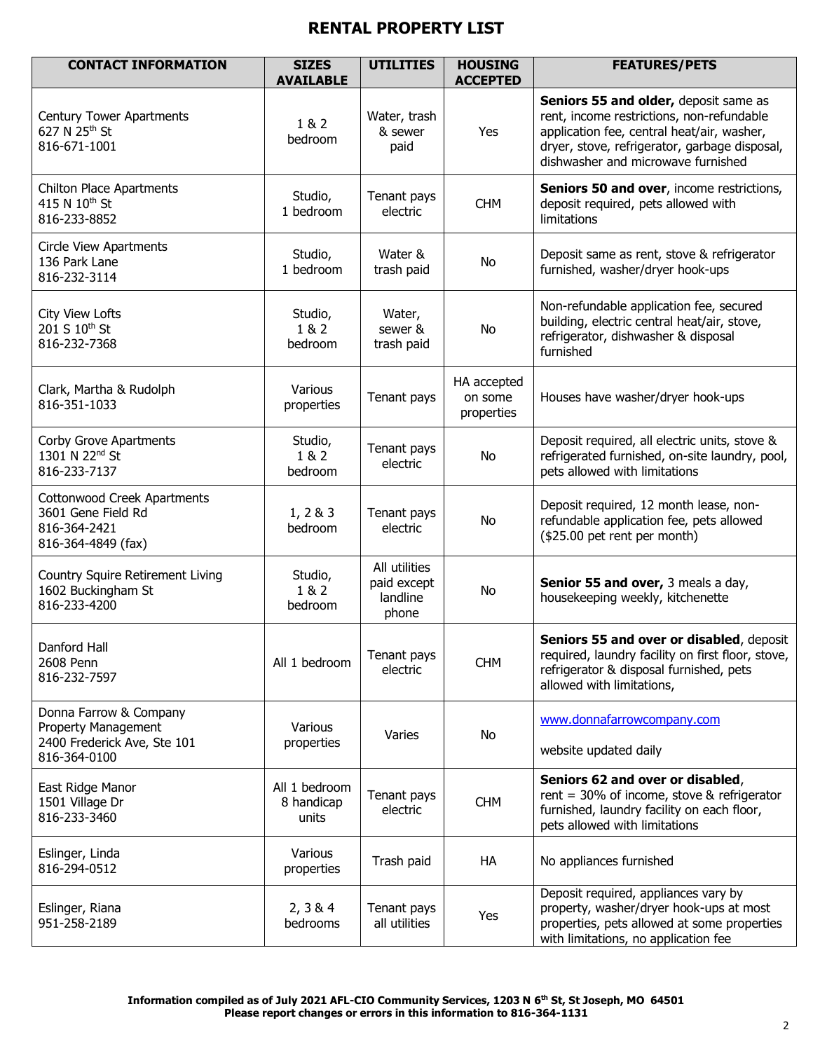# RENTAL PROPERTY LIST

| CONTACT INFORMATION | SIZES AVAILABLE | UTILITIES | HOUSING ACCEPTED | FEATURES/PETS |
|---|---|---|---|---|
| Century Tower Apartments<br>627 N 25th St<br>816-671-1001 | 1 & 2 bedroom | Water, trash & sewer paid | Yes | **Seniors 55 and older,** deposit same as rent, income restrictions, non-refundable application fee, central heat/air, washer, dryer, stove, refrigerator, garbage disposal, dishwasher and microwave furnished |
| Chilton Place Apartments<br>415 N 10th St<br>816-233-8852 | Studio, 1 bedroom | Tenant pays electric | CHM | **Seniors 50 and over**, income restrictions, deposit required, pets allowed with limitations |
| Circle View Apartments<br>136 Park Lane<br>816-232-3114 | Studio, 1 bedroom | Water & trash paid | No | Deposit same as rent, stove & refrigerator furnished, washer/dryer hook-ups |
| City View Lofts<br>201 S 10th St<br>816-232-7368 | Studio, 1 & 2 bedroom | Water, sewer & trash paid | No | Non-refundable application fee, secured building, electric central heat/air, stove, refrigerator, dishwasher & disposal furnished |
| Clark, Martha & Rudolph<br>816-351-1033 | Various properties | Tenant pays | HA accepted on some properties | Houses have washer/dryer hook-ups |
| Corby Grove Apartments<br>1301 N 22nd St<br>816-233-7137 | Studio, 1 & 2 bedroom | Tenant pays electric | No | Deposit required, all electric units, stove & refrigerated furnished, on-site laundry, pool, pets allowed with limitations |
| Cottonwood Creek Apartments<br>3601 Gene Field Rd<br>816-364-2421<br>816-364-4849 (fax) | 1, 2 & 3 bedroom | Tenant pays electric | No | Deposit required, 12 month lease, non-refundable application fee, pets allowed ($25.00 pet rent per month) |
| Country Squire Retirement Living<br>1602 Buckingham St<br>816-233-4200 | Studio, 1 & 2 bedroom | All utilities paid except landline phone | No | **Senior 55 and over,** 3 meals a day, housekeeping weekly, kitchenette |
| Danford Hall<br>2608 Penn<br>816-232-7597 | All 1 bedroom | Tenant pays electric | CHM | **Seniors 55 and over or disabled**, deposit required, laundry facility on first floor, stove, refrigerator & disposal furnished, pets allowed with limitations, |
| Donna Farrow & Company Property Management<br>2400 Frederick Ave, Ste 101<br>816-364-0100 | Various properties | Varies | No | www.donnafarrowcompany.com<br><br>website updated daily |
| East Ridge Manor<br>1501 Village Dr<br>816-233-3460 | All 1 bedroom 8 handicap units | Tenant pays electric | CHM | **Seniors 62 and over or disabled**, rent = 30% of income, stove & refrigerator furnished, laundry facility on each floor, pets allowed with limitations |
| Eslinger, Linda<br>816-294-0512 | Various properties | Trash paid | HA | No appliances furnished |
| Eslinger, Riana<br>951-258-2189 | 2, 3 & 4 bedrooms | Tenant pays all utilities | Yes | Deposit required, appliances vary by property, washer/dryer hook-ups at most properties, pets allowed at some properties with limitations, no application fee |

**Information compiled as of July 2021 AFL-CIO Community Services, 1203 N 6th St, St Joseph, MO 64501**
**Please report changes or errors in this information to 816-364-1131**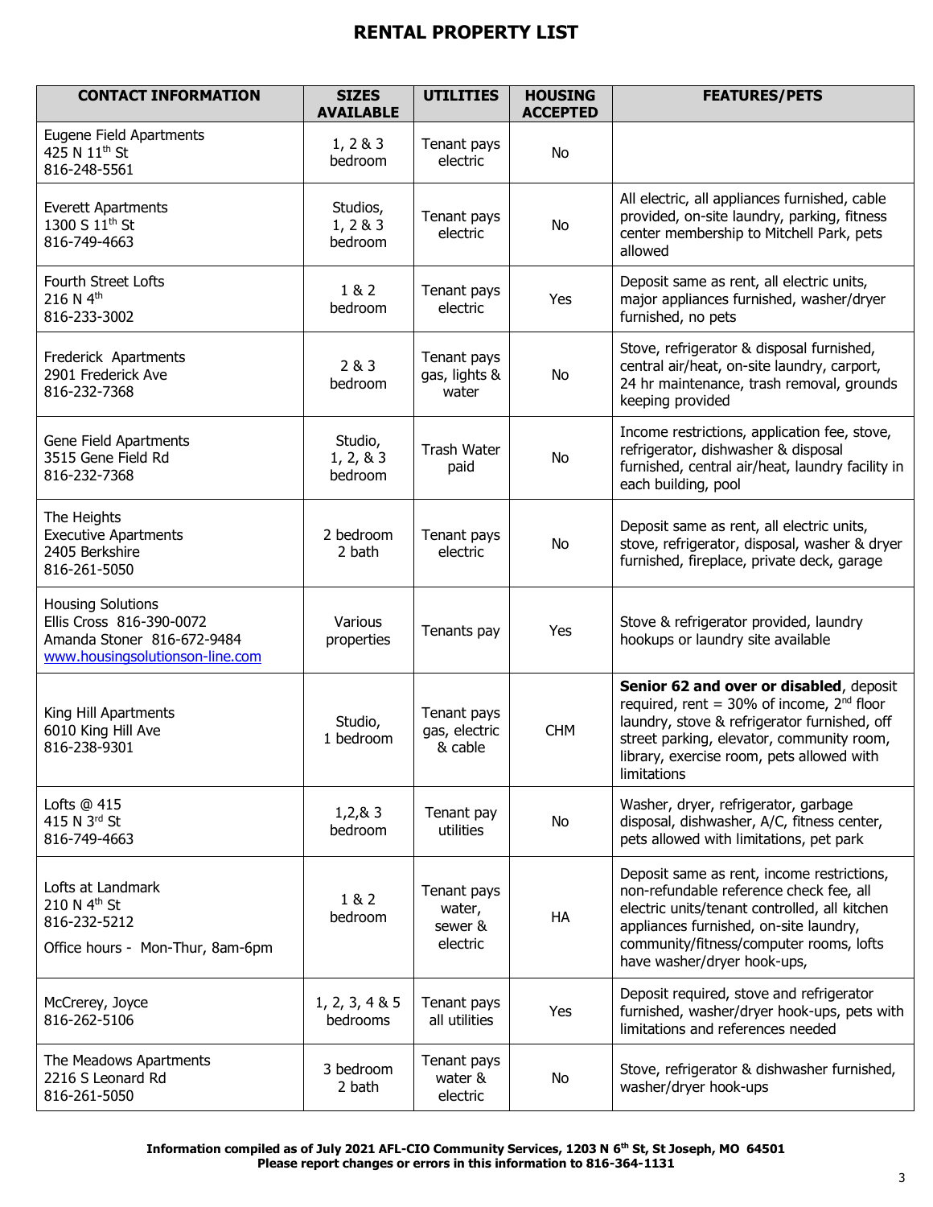# RENTAL PROPERTY LIST

| CONTACT INFORMATION | SIZES AVAILABLE | UTILITIES | HOUSING ACCEPTED | FEATURES/PETS |
|---|---|---|---|---|
| Eugene Field Apartments<br>425 N 11th St<br>816-248-5561 | 1, 2 & 3 bedroom | Tenant pays electric | No | |
| Everett Apartments<br>1300 S 11th St<br>816-749-4663 | Studios, 1, 2 & 3 bedroom | Tenant pays electric | No | All electric, all appliances furnished, cable provided, on-site laundry, parking, fitness center membership to Mitchell Park, pets allowed |
| Fourth Street Lofts<br>216 N 4th<br>816-233-3002 | 1 & 2 bedroom | Tenant pays electric | Yes | Deposit same as rent, all electric units, major appliances furnished, washer/dryer furnished, no pets |
| Frederick Apartments<br>2901 Frederick Ave<br>816-232-7368 | 2 & 3 bedroom | Tenant pays gas, lights & water | No | Stove, refrigerator & disposal furnished, central air/heat, on-site laundry, carport, 24 hr maintenance, trash removal, grounds keeping provided |
| Gene Field Apartments<br>3515 Gene Field Rd<br>816-232-7368 | Studio, 1, 2, & 3 bedroom | Trash Water paid | No | Income restrictions, application fee, stove, refrigerator, dishwasher & disposal furnished, central air/heat, laundry facility in each building, pool |
| The Heights<br>Executive Apartments<br>2405 Berkshire<br>816-261-5050 | 2 bedroom 2 bath | Tenant pays electric | No | Deposit same as rent, all electric units, stove, refrigerator, disposal, washer & dryer furnished, fireplace, private deck, garage |
| Housing Solutions<br>Ellis Cross 816-390-0072<br>Amanda Stoner 816-672-9484<br>www.housingsolutionson-line.com | Various properties | Tenants pay | Yes | Stove & refrigerator provided, laundry hookups or laundry site available |
| King Hill Apartments<br>6010 King Hill Ave<br>816-238-9301 | Studio, 1 bedroom | Tenant pays gas, electric & cable | CHM | **Senior 62 and over or disabled**, deposit required, rent = 30% of income, 2nd floor laundry, stove & refrigerator furnished, off street parking, elevator, community room, library, exercise room, pets allowed with limitations |
| Lofts @ 415<br>415 N 3rd St<br>816-749-4663 | 1,2,& 3 bedroom | Tenant pay utilities | No | Washer, dryer, refrigerator, garbage disposal, dishwasher, A/C, fitness center, pets allowed with limitations, pet park |
| Lofts at Landmark<br>210 N 4th St<br>816-232-5212<br>Office hours - Mon-Thur, 8am-6pm | 1 & 2 bedroom | Tenant pays water, sewer & electric | HA | Deposit same as rent, income restrictions, non-refundable reference check fee, all electric units/tenant controlled, all kitchen appliances furnished, on-site laundry, community/fitness/computer rooms, lofts have washer/dryer hook-ups, |
| McCrerey, Joyce<br>816-262-5106 | 1, 2, 3, 4 & 5 bedrooms | Tenant pays all utilities | Yes | Deposit required, stove and refrigerator furnished, washer/dryer hook-ups, pets with limitations and references needed |
| The Meadows Apartments<br>2216 S Leonard Rd<br>816-261-5050 | 3 bedroom 2 bath | Tenant pays water & electric | No | Stove, refrigerator & dishwasher furnished, washer/dryer hook-ups |

**Information compiled as of July 2021 AFL-CIO Community Services, 1203 N 6th St, St Joseph, MO 64501**
**Please report changes or errors in this information to 816-364-1131**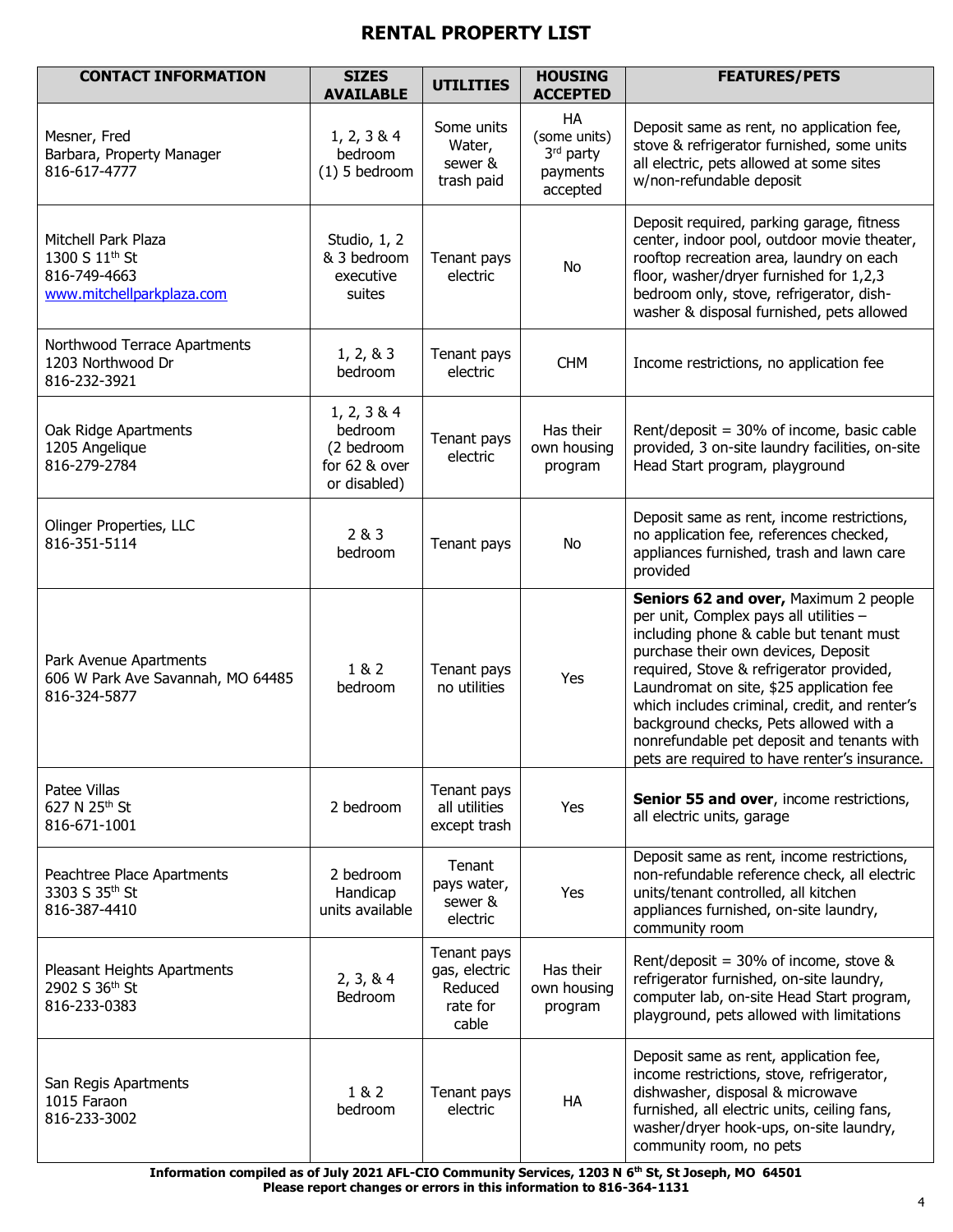# RENTAL PROPERTY LIST

| CONTACT INFORMATION | SIZES AVAILABLE | UTILITIES | HOUSING ACCEPTED | FEATURES/PETS |
|---|---|---|---|---|
| Mesner, Fred<br>Barbara, Property Manager<br>816-617-4777 | 1, 2, 3 & 4 bedroom<br>(1) 5 bedroom | Some units Water, sewer & trash paid | HA (some units) 3rd party payments accepted | Deposit same as rent, no application fee, stove & refrigerator furnished, some units all electric, pets allowed at some sites w/non-refundable deposit |
| Mitchell Park Plaza<br>1300 S 11th St<br>816-749-4663<br>www.mitchellparkplaza.com | Studio, 1, 2 & 3 bedroom executive suites | Tenant pays electric | No | Deposit required, parking garage, fitness center, indoor pool, outdoor movie theater, rooftop recreation area, laundry on each floor, washer/dryer furnished for 1,2,3 bedroom only, stove, refrigerator, dish-washer & disposal furnished, pets allowed |
| Northwood Terrace Apartments<br>1203 Northwood Dr<br>816-232-3921 | 1, 2, & 3 bedroom | Tenant pays electric | CHM | Income restrictions, no application fee |
| Oak Ridge Apartments<br>1205 Angelique<br>816-279-2784 | 1, 2, 3 & 4 bedroom (2 bedroom for 62 & over or disabled) | Tenant pays electric | Has their own housing program | Rent/deposit = 30% of income, basic cable provided, 3 on-site laundry facilities, on-site Head Start program, playground |
| Olinger Properties, LLC<br>816-351-5114 | 2 & 3 bedroom | Tenant pays | No | Deposit same as rent, income restrictions, no application fee, references checked, appliances furnished, trash and lawn care provided |
| Park Avenue Apartments<br>606 W Park Ave Savannah, MO 64485<br>816-324-5877 | 1 & 2 bedroom | Tenant pays no utilities | Yes | **Seniors 62 and over,** Maximum 2 people per unit, Complex pays all utilities – including phone & cable but tenant must purchase their own devices, Deposit required, Stove & refrigerator provided, Laundromat on site, $25 application fee which includes criminal, credit, and renter's background checks, Pets allowed with a nonrefundable pet deposit and tenants with pets are required to have renter's insurance. |
| Patee Villas<br>627 N 25th St<br>816-671-1001 | 2 bedroom | Tenant pays all utilities except trash | Yes | **Senior 55 and over**, income restrictions, all electric units, garage |
| Peachtree Place Apartments<br>3303 S 35th St<br>816-387-4410 | 2 bedroom Handicap units available | Tenant pays water, sewer & electric | Yes | Deposit same as rent, income restrictions, non-refundable reference check, all electric units/tenant controlled, all kitchen appliances furnished, on-site laundry, community room |
| Pleasant Heights Apartments<br>2902 S 36th St<br>816-233-0383 | 2, 3, & 4 Bedroom | Tenant pays gas, electric Reduced rate for cable | Has their own housing program | Rent/deposit = 30% of income, stove & refrigerator furnished, on-site laundry, computer lab, on-site Head Start program, playground, pets allowed with limitations |
| San Regis Apartments<br>1015 Faraon<br>816-233-3002 | 1 & 2 bedroom | Tenant pays electric | HA | Deposit same as rent, application fee, income restrictions, stove, refrigerator, dishwasher, disposal & microwave furnished, all electric units, ceiling fans, washer/dryer hook-ups, on-site laundry, community room, no pets |

**Information compiled as of July 2021 AFL-CIO Community Services, 1203 N 6th St, St Joseph, MO 64501**
**Please report changes or errors in this information to 816-364-1131**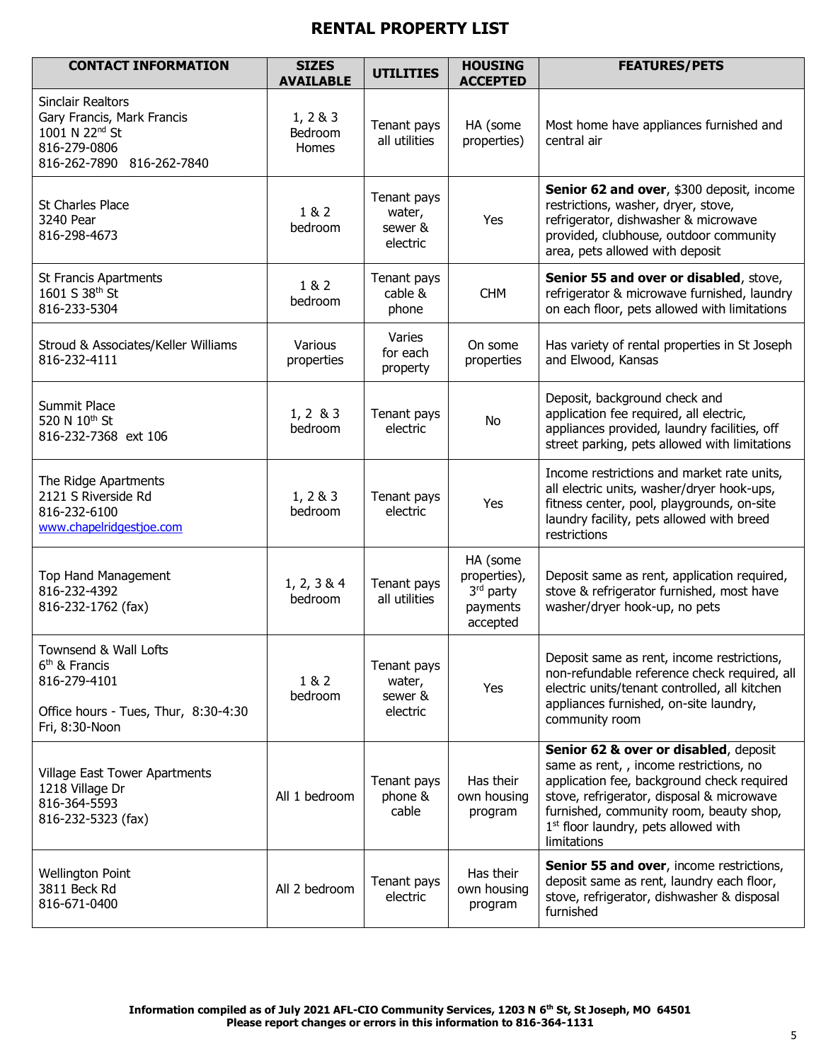# RENTAL PROPERTY LIST

| CONTACT INFORMATION | SIZES AVAILABLE | UTILITIES | HOUSING ACCEPTED | FEATURES/PETS |
|---|---|---|---|---|
| Sinclair Realtors<br>Gary Francis, Mark Francis<br>1001 N 22nd St<br>816-279-0806<br>816-262-7890 816-262-7840 | 1, 2 & 3 Bedroom Homes | Tenant pays all utilities | HA (some properties) | Most home have appliances furnished and central air |
| St Charles Place<br>3240 Pear<br>816-298-4673 | 1 & 2 bedroom | Tenant pays water, sewer & electric | Yes | **Senior 62 and over**, $300 deposit, income restrictions, washer, dryer, stove, refrigerator, dishwasher & microwave provided, clubhouse, outdoor community area, pets allowed with deposit |
| St Francis Apartments<br>1601 S 38th St<br>816-233-5304 | 1 & 2 bedroom | Tenant pays cable & phone | CHM | **Senior 55 and over or disabled**, stove, refrigerator & microwave furnished, laundry on each floor, pets allowed with limitations |
| Stroud & Associates/Keller Williams<br>816-232-4111 | Various properties | Varies for each property | On some properties | Has variety of rental properties in St Joseph and Elwood, Kansas |
| Summit Place<br>520 N 10th St<br>816-232-7368 ext 106 | 1, 2 & 3 bedroom | Tenant pays electric | No | Deposit, background check and application fee required, all electric, appliances provided, laundry facilities, off street parking, pets allowed with limitations |
| The Ridge Apartments<br>2121 S Riverside Rd<br>816-232-6100<br>www.chapelridgestjoe.com | 1, 2 & 3 bedroom | Tenant pays electric | Yes | Income restrictions and market rate units, all electric units, washer/dryer hook-ups, fitness center, pool, playgrounds, on-site laundry facility, pets allowed with breed restrictions |
| Top Hand Management<br>816-232-4392<br>816-232-1762 (fax) | 1, 2, 3 & 4 bedroom | Tenant pays all utilities | HA (some properties), 3rd party payments accepted | Deposit same as rent, application required, stove & refrigerator furnished, most have washer/dryer hook-up, no pets |
| Townsend & Wall Lofts<br>6th & Francis<br>816-279-4101<br>Office hours - Tues, Thur, 8:30-4:30 Fri, 8:30-Noon | 1 & 2 bedroom | Tenant pays water, sewer & electric | Yes | Deposit same as rent, income restrictions, non-refundable reference check required, all electric units/tenant controlled, all kitchen appliances furnished, on-site laundry, community room |
| Village East Tower Apartments<br>1218 Village Dr<br>816-364-5593<br>816-232-5323 (fax) | All 1 bedroom | Tenant pays phone & cable | Has their own housing program | **Senior 62 & over or disabled**, deposit same as rent, , income restrictions, no application fee, background check required stove, refrigerator, disposal & microwave furnished, community room, beauty shop, 1st floor laundry, pets allowed with limitations |
| Wellington Point<br>3811 Beck Rd<br>816-671-0400 | All 2 bedroom | Tenant pays electric | Has their own housing program | **Senior 55 and over**, income restrictions, deposit same as rent, laundry each floor, stove, refrigerator, dishwasher & disposal furnished |

**Information compiled as of July 2021 AFL-CIO Community Services, 1203 N 6th St, St Joseph, MO 64501**
**Please report changes or errors in this information to 816-364-1131**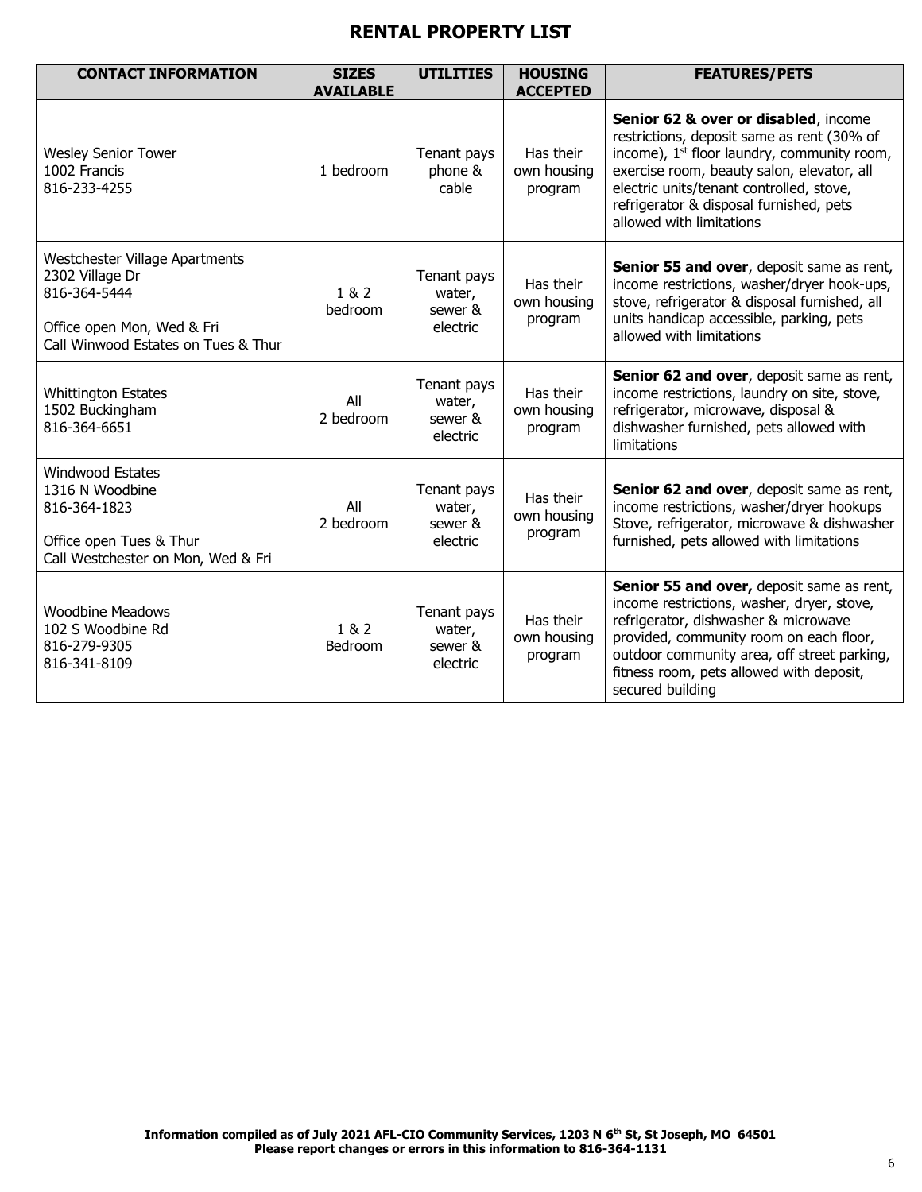# RENTAL PROPERTY LIST

| CONTACT INFORMATION | SIZES AVAILABLE | UTILITIES | HOUSING ACCEPTED | FEATURES/PETS |
|---|---|---|---|---|
| Wesley Senior Tower<br>1002 Francis<br>816-233-4255 | 1 bedroom | Tenant pays phone & cable | Has their own housing program | **Senior 62 & over or disabled**, income restrictions, deposit same as rent (30% of income), 1st floor laundry, community room, exercise room, beauty salon, elevator, all electric units/tenant controlled, stove, refrigerator & disposal furnished, pets allowed with limitations |
| Westchester Village Apartments<br>2302 Village Dr<br>816-364-5444<br><br>Office open Mon, Wed & Fri<br>Call Winwood Estates on Tues & Thur | 1 & 2 bedroom | Tenant pays water, sewer & electric | Has their own housing program | **Senior 55 and over**, deposit same as rent, income restrictions, washer/dryer hook-ups, stove, refrigerator & disposal furnished, all units handicap accessible, parking, pets allowed with limitations |
| Whittington Estates<br>1502 Buckingham<br>816-364-6651 | All 2 bedroom | Tenant pays water, sewer & electric | Has their own housing program | **Senior 62 and over**, deposit same as rent, income restrictions, laundry on site, stove, refrigerator, microwave, disposal & dishwasher furnished, pets allowed with limitations |
| Windwood Estates<br>1316 N Woodbine<br>816-364-1823<br><br>Office open Tues & Thur<br>Call Westchester on Mon, Wed & Fri | All 2 bedroom | Tenant pays water, sewer & electric | Has their own housing program | **Senior 62 and over**, deposit same as rent, income restrictions, washer/dryer hookups Stove, refrigerator, microwave & dishwasher furnished, pets allowed with limitations |
| Woodbine Meadows<br>102 S Woodbine Rd<br>816-279-9305<br>816-341-8109 | 1 & 2 Bedroom | Tenant pays water, sewer & electric | Has their own housing program | **Senior 55 and over,** deposit same as rent, income restrictions, washer, dryer, stove, refrigerator, dishwasher & microwave provided, community room on each floor, outdoor community area, off street parking, fitness room, pets allowed with deposit, secured building |

**Information compiled as of July 2021 AFL-CIO Community Services, 1203 N 6th St, St Joseph, MO 64501**
**Please report changes or errors in this information to 816-364-1131**